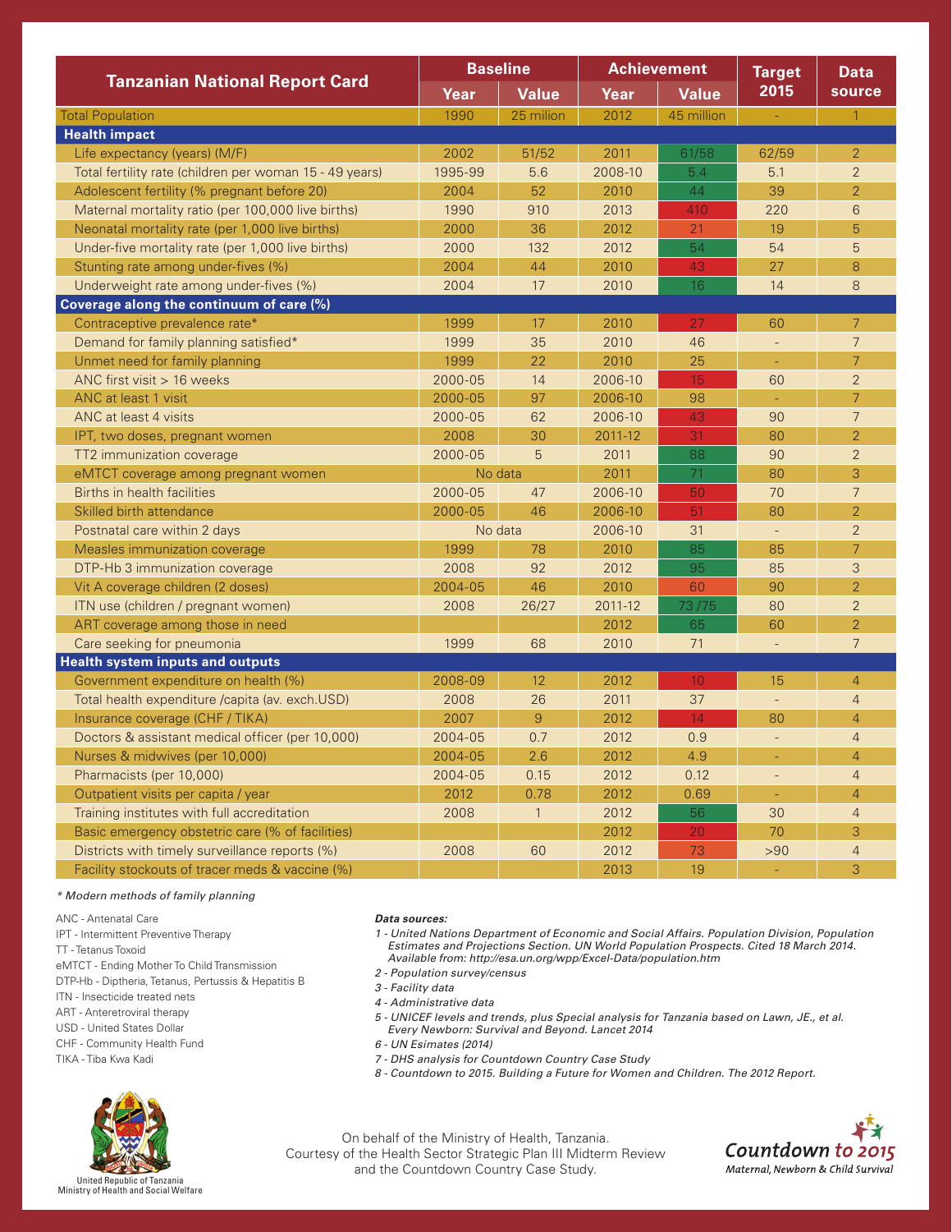| Tanzanian National Report Card | Baseline | | Achievement | | Target 2015 | Data source |
|---|---|---|---|---|---|---|
| | Year | Value | Year | Value | | |
| Total Population | 1990 | 25 milion | 2012 | 45 million | - | 1 |
| **Health impact** | | | | | | |
| Life expectancy (years) (M/F) | 2002 | 51/52 | 2011 | 61/58 | 62/59 | 2 |
| Total fertility rate (children per woman 15 - 49 years) | 1995-99 | 5.6 | 2008-10 | 5.4 | 5.1 | 2 |
| Adolescent fertility (% pregnant before 20) | 2004 | 52 | 2010 | 44 | 39 | 2 |
| Maternal mortality ratio (per 100,000 live births) | 1990 | 910 | 2013 | 410 | 220 | 6 |
| Neonatal mortality rate (per 1,000 live births) | 2000 | 36 | 2012 | 21 | 19 | 5 |
| Under-five mortality rate (per 1,000 live births) | 2000 | 132 | 2012 | 54 | 54 | 5 |
| Stunting rate among under-fives (%) | 2004 | 44 | 2010 | 43 | 27 | 8 |
| Underweight rate among under-fives (%) | 2004 | 17 | 2010 | 16 | 14 | 8 |
| **Coverage along the continuum of care (%)** | | | | | | |
| Contraceptive prevalence rate* | 1999 | 17 | 2010 | 27 | 60 | 7 |
| Demand for family planning satisfied* | 1999 | 35 | 2010 | 46 | - | 7 |
| Unmet need for family planning | 1999 | 22 | 2010 | 25 | - | 7 |
| ANC first visit > 16 weeks | 2000-05 | 14 | 2006-10 | 15 | 60 | 2 |
| ANC at least 1 visit | 2000-05 | 97 | 2006-10 | 98 | - | 7 |
| ANC at least 4 visits | 2000-05 | 62 | 2006-10 | 43 | 90 | 7 |
| IPT, two doses, pregnant women | 2008 | 30 | 2011-12 | 31 | 80 | 2 |
| TT2 immunization coverage | 2000-05 | 5 | 2011 | 88 | 90 | 2 |
| eMTCT coverage among pregnant women | No data | | 2011 | 71 | 80 | 3 |
| Births in health facilities | 2000-05 | 47 | 2006-10 | 50 | 70 | 7 |
| Skilled birth attendance | 2000-05 | 46 | 2006-10 | 51 | 80 | 2 |
| Postnatal care within 2 days | No data | | 2006-10 | 31 | - | 2 |
| Measles immunization coverage | 1999 | 78 | 2010 | 85 | 85 | 7 |
| DTP-Hb 3 immunization coverage | 2008 | 92 | 2012 | 95 | 85 | 3 |
| Vit A coverage children (2 doses) | 2004-05 | 46 | 2010 | 60 | 90 | 2 |
| ITN use (children / pregnant women) | 2008 | 26/27 | 2011-12 | 73 /75 | 80 | 2 |
| ART coverage among those in need | | | 2012 | 65 | 60 | 2 |
| Care seeking for pneumonia | 1999 | 68 | 2010 | 71 | - | 7 |
| **Health system inputs and outputs** | | | | | | |
| Government expenditure on health (%) | 2008-09 | 12 | 2012 | 10 | 15 | 4 |
| Total health expenditure /capita (av. exch.USD) | 2008 | 26 | 2011 | 37 | - | 4 |
| Insurance coverage (CHF / TIKA) | 2007 | 9 | 2012 | 14 | 80 | 4 |
| Doctors & assistant medical officer (per 10,000) | 2004-05 | 0.7 | 2012 | 0.9 | - | 4 |
| Nurses & midwives (per 10,000) | 2004-05 | 2.6 | 2012 | 4.9 | - | 4 |
| Pharmacists (per 10,000) | 2004-05 | 0.15 | 2012 | 0.12 | - | 4 |
| Outpatient visits per capita / year | 2012 | 0.78 | 2012 | 0.69 | - | 4 |
| Training institutes with full accreditation | 2008 | 1 | 2012 | 56 | 30 | 4 |
| Basic emergency obstetric care (% of facilities) | | | 2012 | 20 | 70 | 3 |
| Districts with timely surveillance reports (%) | 2008 | 60 | 2012 | 73 | >90 | 4 |
| Facility stockouts of tracer meds & vaccine (%) | | | 2013 | 19 | - | 3 |

*\* Modern methods of family planning*

ANC - Antenatal Care
IPT - Intermittent Preventive Therapy
TT - Tetanus Toxoid
eMTCT - Ending Mother To Child Transmission
DTP-Hb - Diptheria, Tetanus, Pertussis & Hepatitis B
ITN - Insecticide treated nets
ART - Anteretroviral therapy
USD - United States Dollar
CHF - Community Health Fund
TIKA - Tiba Kwa Kadi

***Data sources:***

1. *United Nations Department of Economic and Social Affairs. Population Division, Population Estimates and Projections Section. UN World Population Prospects. Cited 18 March 2014. Available from: http://esa.un.org/wpp/Excel-Data/population.htm*
2. *Population survey/census*
3. *Facility data*
4. *Administrative data*
5. *UNICEF levels and trends, plus Special analysis for Tanzania based on Lawn, JE., et al. Every Newborn: Survival and Beyond. Lancet 2014*
6. *UN Esimates (2014)*
7. *DHS analysis for Countdown Country Case Study*
8. *Countdown to 2015. Building a Future for Women and Children. The 2012 Report.*

United Republic of Tanzania
Ministry of Health and Social Welfare

On behalf of the Ministry of Health, Tanzania.
Courtesy of the Health Sector Strategic Plan III Midterm Review and the Countdown Country Case Study.

Countdown to 2015
Maternal, Newborn & Child Survival